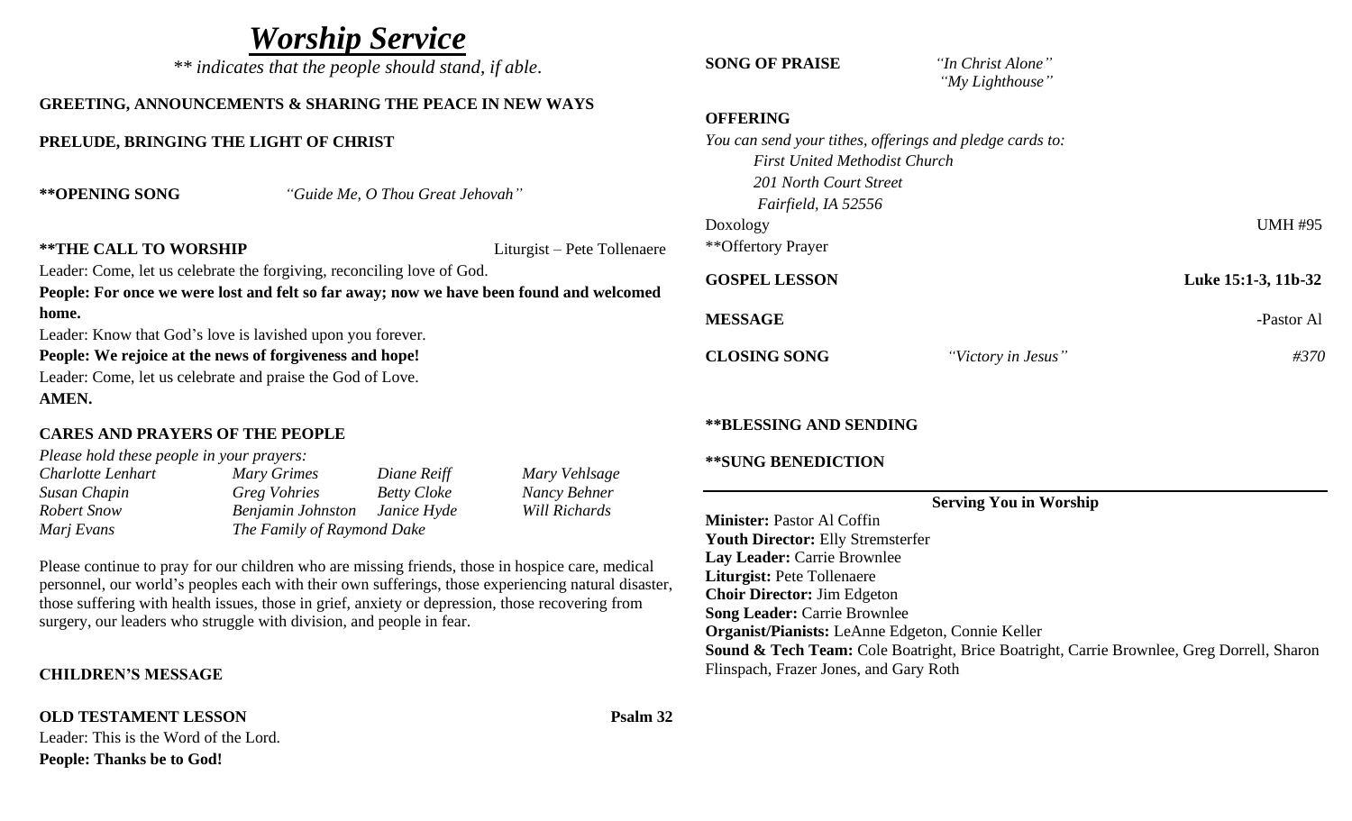# *Worship Service*

*\*\* indicates that the people should stand, if able.*

**GREETING, ANNOUNCEMENTS & SHARING THE PEACE IN NEW WAYS**

**PRELUDE, BRINGING THE LIGHT OF CHRIST**

**\*\*OPENING SONG** *"Guide Me, O Thou Great Jehovah"*

**\*\*THE CALL TO WORSHIP** Liturgist – Pete Tollenaere

Leader: Come, let us celebrate the forgiving, reconciling love of God.

**People: For once we were lost and felt so far away; now we have been found and welcomed home.**

Leader: Know that God's love is lavished upon you forever.

**People: We rejoice at the news of forgiveness and hope!**

Leader: Come, let us celebrate and praise the God of Love.

**AMEN.**

**CARES AND PRAYERS OF THE PEOPLE**

*Please hold these people in your prayers:*

| | | | |
|---|---|---|---|
| *Charlotte Lenhart* | *Mary Grimes* | *Diane Reiff* | *Mary Vehlsage* |
| *Susan Chapin* | *Greg Vohries* | *Betty Cloke* | *Nancy Behner* |
| *Robert Snow* | *Benjamin Johnston* | *Janice Hyde* | *Will Richards* |
| *Marj Evans* | *The Family of Raymond Dake* | | |

Please continue to pray for our children who are missing friends, those in hospice care, medical personnel, our world's peoples each with their own sufferings, those experiencing natural disaster, those suffering with health issues, those in grief, anxiety or depression, those recovering from surgery, our leaders who struggle with division, and people in fear.

**CHILDREN'S MESSAGE**

**OLD TESTAMENT LESSON** **Psalm 32**

Leader: This is the Word of the Lord.

**People: Thanks be to God!**

**SONG OF PRAISE** *"In Christ Alone"*
*"My Lighthouse"*

**OFFERING**

*You can send your tithes, offerings and pledge cards to:*
*First United Methodist Church*
*201 North Court Street*
*Fairfield, IA 52556*

Doxology UMH #95

\*\*Offertory Prayer

**GOSPEL LESSON** **Luke 15:1-3, 11b-32**

**MESSAGE** -Pastor Al

**CLOSING SONG** *"Victory in Jesus"* *#370*

**\*\*BLESSING AND SENDING**

**\*\*SUNG BENEDICTION**

---

**Serving You in Worship**

**Minister:** Pastor Al Coffin
**Youth Director:** Elly Stremsterfer
**Lay Leader:** Carrie Brownlee
**Liturgist:** Pete Tollenaere
**Choir Director:** Jim Edgeton
**Song Leader:** Carrie Brownlee
**Organist/Pianists:** LeAnne Edgeton, Connie Keller
**Sound & Tech Team:** Cole Boatright, Brice Boatright, Carrie Brownlee, Greg Dorrell, Sharon Flinspach, Frazer Jones, and Gary Roth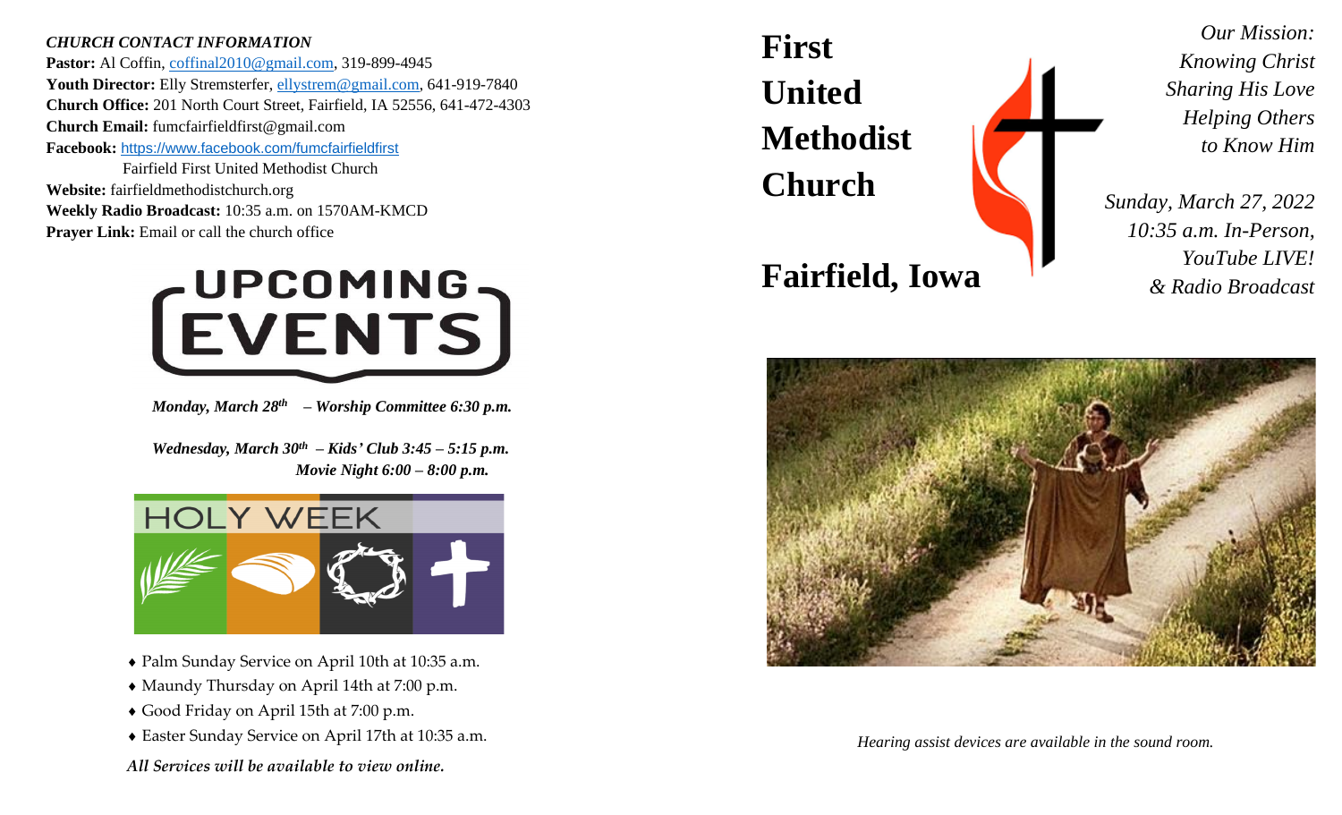*CHURCH CONTACT INFORMATION*

**Pastor:** Al Coffin, coffinal2010@gmail.com, 319-899-4945
**Youth Director:** Elly Stremsterfer, ellystrem@gmail.com, 641-919-7840
**Church Office:** 201 North Court Street, Fairfield, IA 52556, 641-472-4303
**Church Email:** fumcfairfieldfirst@gmail.com
**Facebook:** https://www.facebook.com/fumcfairfieldfirst
Fairfield First United Methodist Church
**Website:** fairfieldmethodistchurch.org
**Weekly Radio Broadcast:** 10:35 a.m. on 1570AM-KMCD
**Prayer Link:** Email or call the church office

## UPCOMING EVENTS

***Monday, March 28th – Worship Committee 6:30 p.m.***

***Wednesday, March 30th – Kids' Club 3:45 – 5:15 p.m.***
***Movie Night 6:00 – 8:00 p.m.***

## HOLY WEEK

- Palm Sunday Service on April 10th at 10:35 a.m.
- Maundy Thursday on April 14th at 7:00 p.m.
- Good Friday on April 15th at 7:00 p.m.
- Easter Sunday Service on April 17th at 10:35 a.m.

***All Services will be available to view online.***

# First United Methodist Church

# Fairfield, Iowa

*Our Mission:*
*Knowing Christ*
*Sharing His Love*
*Helping Others*
*to Know Him*

*Sunday, March 27, 2022*
*10:35 a.m. In-Person,*
*YouTube LIVE!*
*& Radio Broadcast*

*Hearing assist devices are available in the sound room.*